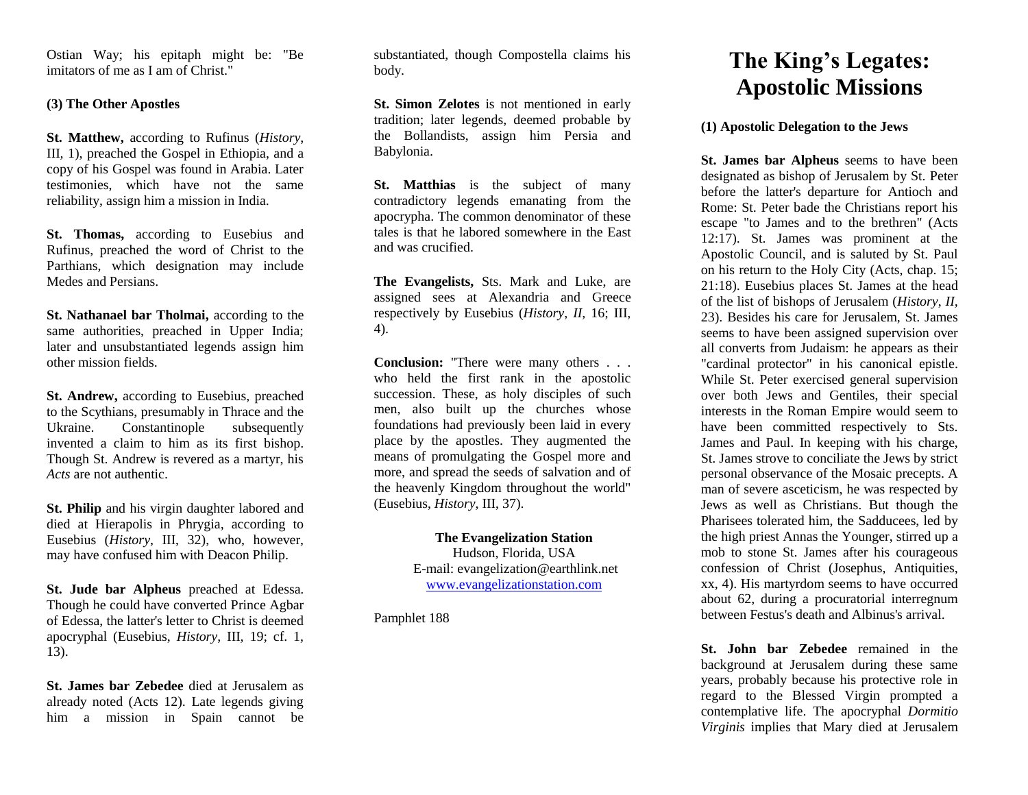Ostian Way; his epitaph might be: "Be imitators of me as I am of Christ."

**(3) The Other Apostles**

**St. Matthew,** according to Rufinus (*History*, III, 1), preached the Gospel in Ethiopia, and a copy of his Gospel was found in Arabia. Later testimonies, which have not the same reliability, assign him a mission in India.

**St. Thomas,** according to Eusebius and Rufinus, preached the word of Christ to the Parthians, which designation may include Medes and Persians.

**St. Nathanael bar Tholmai,** according to the same authorities, preached in Upper India; later and unsubstantiated legends assign him other mission fields.

**St. Andrew,** according to Eusebius, preached to the Scythians, presumably in Thrace and the Ukraine. Constantinople subsequently invented a claim to him as its first bishop. Though St. Andrew is revered as a martyr, his *Acts* are not authentic.

**St. Philip** and his virgin daughter labored and died at Hierapolis in Phrygia, according to Eusebius (*History*, III, 32), who, however, may have confused him with Deacon Philip.

**St. Jude bar Alpheus** preached at Edessa. Though he could have converted Prince Agbar of Edessa, the latter's letter to Christ is deemed apocryphal (Eusebius, *History*, III, 19; cf. 1, 13).

**St. James bar Zebedee** died at Jerusalem as already noted (Acts 12). Late legends giving him a mission in Spain cannot be substantiated, though Compostella claims his body.

**St. Simon Zelotes** is not mentioned in early tradition; later legends, deemed probable by the Bollandists, assign him Persia and Babylonia.

**St. Matthias** is the subject of many contradictory legends emanating from the apocrypha. The common denominator of these tales is that he labored somewhere in the East and was crucified.

**The Evangelists,** Sts. Mark and Luke, are assigned sees at Alexandria and Greece respectively by Eusebius (*History*, *II*, 16; III, 4).

**Conclusion:** "There were many others . . . who held the first rank in the apostolic succession. These, as holy disciples of such men, also built up the churches whose foundations had previously been laid in every place by the apostles. They augmented the means of promulgating the Gospel more and more, and spread the seeds of salvation and of the heavenly Kingdom throughout the world" (Eusebius, *History*, III, 37).

**The Evangelization Station**
Hudson, Florida, USA
E-mail: evangelization@earthlink.net
www.evangelizationstation.com

Pamphlet 188

# The King's Legates: Apostolic Missions

**(1) Apostolic Delegation to the Jews**

**St. James bar Alpheus** seems to have been designated as bishop of Jerusalem by St. Peter before the latter's departure for Antioch and Rome: St. Peter bade the Christians report his escape "to James and to the brethren" (Acts 12:17). St. James was prominent at the Apostolic Council, and is saluted by St. Paul on his return to the Holy City (Acts, chap. 15; 21:18). Eusebius places St. James at the head of the list of bishops of Jerusalem (*History*, *II*, 23). Besides his care for Jerusalem, St. James seems to have been assigned supervision over all converts from Judaism: he appears as their "cardinal protector" in his canonical epistle. While St. Peter exercised general supervision over both Jews and Gentiles, their special interests in the Roman Empire would seem to have been committed respectively to Sts. James and Paul. In keeping with his charge, St. James strove to conciliate the Jews by strict personal observance of the Mosaic precepts. A man of severe asceticism, he was respected by Jews as well as Christians. But though the Pharisees tolerated him, the Sadducees, led by the high priest Annas the Younger, stirred up a mob to stone St. James after his courageous confession of Christ (Josephus, Antiquities, xx, 4). His martyrdom seems to have occurred about 62, during a procuratorial interregnum between Festus's death and Albinus's arrival.

**St. John bar Zebedee** remained in the background at Jerusalem during these same years, probably because his protective role in regard to the Blessed Virgin prompted a contemplative life. The apocryphal *Dormitio Virginis* implies that Mary died at Jerusalem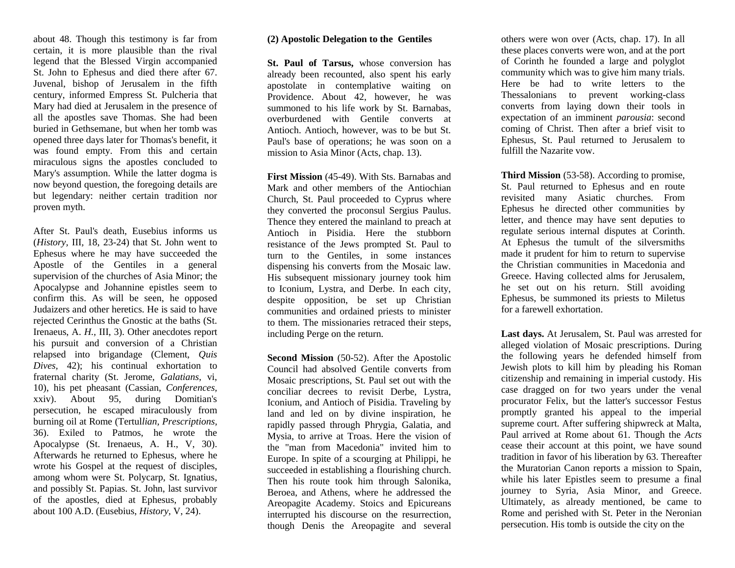about 48. Though this testimony is far from certain, it is more plausible than the rival legend that the Blessed Virgin accompanied St. John to Ephesus and died there after 67. Juvenal, bishop of Jerusalem in the fifth century, informed Empress St. Pulcheria that Mary had died at Jerusalem in the presence of all the apostles save Thomas. She had been buried in Gethsemane, but when her tomb was opened three days later for Thomas's benefit, it was found empty. From this and certain miraculous signs the apostles concluded to Mary's assumption. While the latter dogma is now beyond question, the foregoing details are but legendary: neither certain tradition nor proven myth.

After St. Paul's death, Eusebius informs us (*History,* III, 18, 23-24) that St. John went to Ephesus where he may have succeeded the Apostle of the Gentiles in a general supervision of the churches of Asia Minor; the Apocalypse and Johannine epistles seem to confirm this. As will be seen, he opposed Judaizers and other heretics. He is said to have rejected Cerinthus the Gnostic at the baths (St. Irenaeus, A. *H.,* III, 3). Other anecdotes report his pursuit and conversion of a Christian relapsed into brigandage (Clement, *Quis Dives,* 42); his continual exhortation to fraternal charity (St. Jerome, *Galatians,* vi, 10), his pet pheasant (Cassian, *Conferences,* xxiv). About 95, during Domitian's persecution, he escaped miraculously from burning oil at Rome (Tertul*lian, Prescriptions,* 36). Exiled to Patmos, he wrote the Apocalypse (St. Irenaeus, A. H., V, 30). Afterwards he returned to Ephesus, where he wrote his Gospel at the request of disciples, among whom were St. Polycarp, St. Ignatius, and possibly St. Papias. St. John, last survivor of the apostles, died at Ephesus, probably about 100 A.D. (Eusebius, *History,* V, 24).

**(2) Apostolic Delegation to the Gentiles**

**St. Paul of Tarsus,** whose conversion has already been recounted, also spent his early apostolate in contemplative waiting on Providence. About 42, however, he was summoned to his life work by St. Barnabas, overburdened with Gentile converts at Antioch. Antioch, however, was to be but St. Paul's base of operations; he was soon on a mission to Asia Minor (Acts, chap. 13).

**First Mission** (45-49). With Sts. Barnabas and Mark and other members of the Antiochian Church, St. Paul proceeded to Cyprus where they converted the proconsul Sergius Paulus. Thence they entered the mainland to preach at Antioch in Pisidia. Here the stubborn resistance of the Jews prompted St. Paul to turn to the Gentiles, in some instances dispensing his converts from the Mosaic law. His subsequent missionary journey took him to Iconium, Lystra, and Derbe. In each city, despite opposition, be set up Christian communities and ordained priests to minister to them. The missionaries retraced their steps, including Perge on the return.

**Second Mission** (50-52). After the Apostolic Council had absolved Gentile converts from Mosaic prescriptions, St. Paul set out with the conciliar decrees to revisit Derbe, Lystra, Iconium, and Antioch of Pisidia. Traveling by land and led on by divine inspiration, he rapidly passed through Phrygia, Galatia, and Mysia, to arrive at Troas. Here the vision of the "man from Macedonia" invited him to Europe. In spite of a scourging at Philippi, he succeeded in establishing a flourishing church. Then his route took him through Salonika, Beroea, and Athens, where he addressed the Areopagite Academy. Stoics and Epicureans interrupted his discourse on the resurrection, though Denis the Areopagite and several others were won over (Acts, chap. 17). In all these places converts were won, and at the port of Corinth he founded a large and polyglot community which was to give him many trials. Here be had to write letters to the Thessalonians to prevent working-class converts from laying down their tools in expectation of an imminent *parousia*: second coming of Christ. Then after a brief visit to Ephesus, St. Paul returned to Jerusalem to fulfill the Nazarite vow.

**Third Mission** (53-58). According to promise, St. Paul returned to Ephesus and en route revisited many Asiatic churches. From Ephesus he directed other communities by letter, and thence may have sent deputies to regulate serious internal disputes at Corinth. At Ephesus the tumult of the silversmiths made it prudent for him to return to supervise the Christian communities in Macedonia and Greece. Having collected alms for Jerusalem, he set out on his return. Still avoiding Ephesus, be summoned its priests to Miletus for a farewell exhortation.

**Last days.** At Jerusalem, St. Paul was arrested for alleged violation of Mosaic prescriptions. During the following years he defended himself from Jewish plots to kill him by pleading his Roman citizenship and remaining in imperial custody. His case dragged on for two years under the venal procurator Felix, but the latter's successor Festus promptly granted his appeal to the imperial supreme court. After suffering shipwreck at Malta, Paul arrived at Rome about 61. Though the *Acts* cease their account at this point, we have sound tradition in favor of his liberation by 63. Thereafter the Muratorian Canon reports a mission to Spain, while his later Epistles seem to presume a final journey to Syria, Asia Minor, and Greece. Ultimately, as already mentioned, be came to Rome and perished with St. Peter in the Neronian persecution. His tomb is outside the city on the